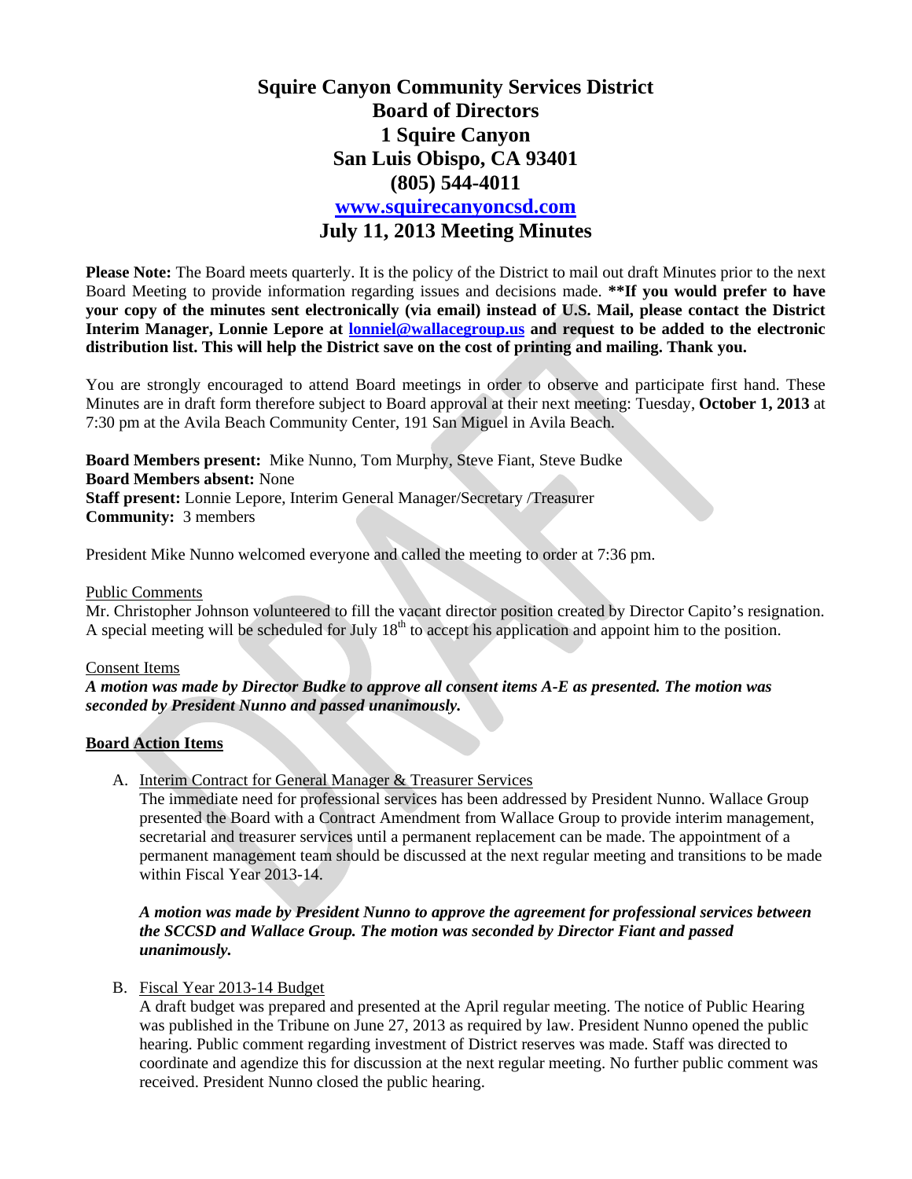# Squire Canyon Community Services District
# Board of Directors
# 1 Squire Canyon
# San Luis Obispo, CA 93401
# (805) 544-4011
# [www.squirecanyoncsd.com](http://www.squirecanyoncsd.com)
# July 11, 2013 Meeting Minutes

**Please Note:** The Board meets quarterly. It is the policy of the District to mail out draft Minutes prior to the next Board Meeting to provide information regarding issues and decisions made. **\*\*If you would prefer to have your copy of the minutes sent electronically (via email) instead of U.S. Mail, please contact the District Interim Manager, Lonnie Lepore at [lonniel@wallacegroup.us](mailto:lonniel@wallacegroup.us) and request to be added to the electronic distribution list. This will help the District save on the cost of printing and mailing. Thank you.**

You are strongly encouraged to attend Board meetings in order to observe and participate first hand. These Minutes are in draft form therefore subject to Board approval at their next meeting: Tuesday, **October 1, 2013** at 7:30 pm at the Avila Beach Community Center, 191 San Miguel in Avila Beach.

**Board Members present:** Mike Nunno, Tom Murphy, Steve Fiant, Steve Budke
**Board Members absent:** None
**Staff present:** Lonnie Lepore, Interim General Manager/Secretary /Treasurer
**Community:** 3 members

President Mike Nunno welcomed everyone and called the meeting to order at 7:36 pm.

Public Comments

Mr. Christopher Johnson volunteered to fill the vacant director position created by Director Capito's resignation. A special meeting will be scheduled for July 18th to accept his application and appoint him to the position.

Consent Items

***A motion was made by Director Budke to approve all consent items A-E as presented. The motion was seconded by President Nunno and passed unanimously.***

**Board Action Items**

A. Interim Contract for General Manager & Treasurer Services

The immediate need for professional services has been addressed by President Nunno. Wallace Group presented the Board with a Contract Amendment from Wallace Group to provide interim management, secretarial and treasurer services until a permanent replacement can be made. The appointment of a permanent management team should be discussed at the next regular meeting and transitions to be made within Fiscal Year 2013-14.

***A motion was made by President Nunno to approve the agreement for professional services between the SCCSD and Wallace Group. The motion was seconded by Director Fiant and passed unanimously.***

B. Fiscal Year 2013-14 Budget

A draft budget was prepared and presented at the April regular meeting. The notice of Public Hearing was published in the Tribune on June 27, 2013 as required by law. President Nunno opened the public hearing. Public comment regarding investment of District reserves was made. Staff was directed to coordinate and agendize this for discussion at the next regular meeting. No further public comment was received. President Nunno closed the public hearing.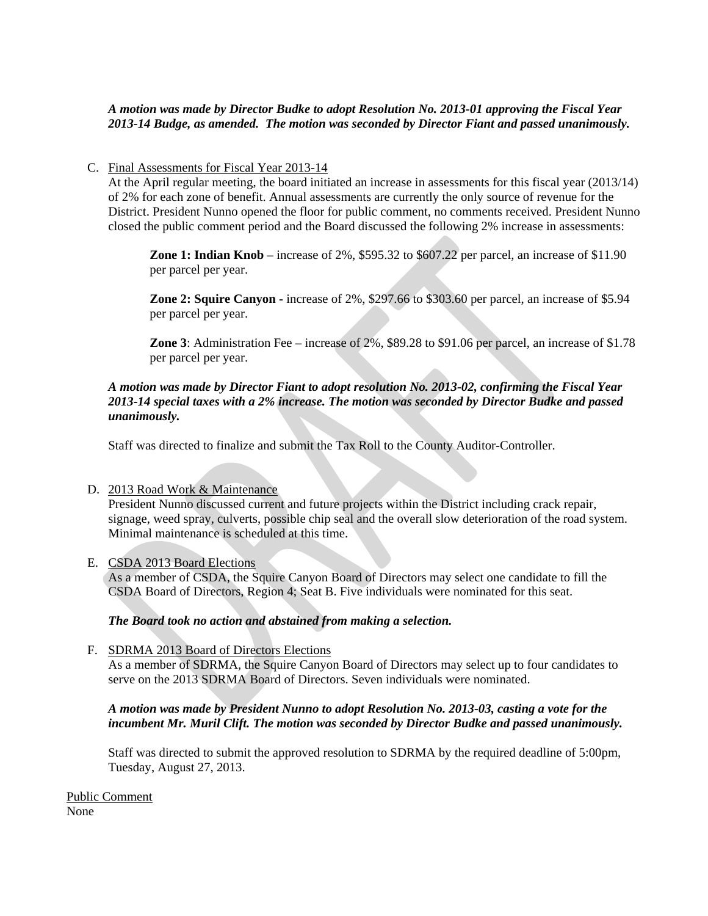***A motion was made by Director Budke to adopt Resolution No. 2013-01 approving the Fiscal Year 2013-14 Budge, as amended. The motion was seconded by Director Fiant and passed unanimously.***

C. Final Assessments for Fiscal Year 2013-14

At the April regular meeting, the board initiated an increase in assessments for this fiscal year (2013/14) of 2% for each zone of benefit. Annual assessments are currently the only source of revenue for the District. President Nunno opened the floor for public comment, no comments received. President Nunno closed the public comment period and the Board discussed the following 2% increase in assessments:

**Zone 1: Indian Knob** – increase of 2%, $595.32 to $607.22 per parcel, an increase of $11.90 per parcel per year.

**Zone 2: Squire Canyon -** increase of 2%, $297.66 to $303.60 per parcel, an increase of $5.94 per parcel per year.

**Zone 3**: Administration Fee – increase of 2%, $89.28 to $91.06 per parcel, an increase of $1.78 per parcel per year.

***A motion was made by Director Fiant to adopt resolution No. 2013-02, confirming the Fiscal Year 2013-14 special taxes with a 2% increase. The motion was seconded by Director Budke and passed unanimously.***

Staff was directed to finalize and submit the Tax Roll to the County Auditor-Controller.

D. 2013 Road Work & Maintenance

President Nunno discussed current and future projects within the District including crack repair, signage, weed spray, culverts, possible chip seal and the overall slow deterioration of the road system. Minimal maintenance is scheduled at this time.

E. CSDA 2013 Board Elections

As a member of CSDA, the Squire Canyon Board of Directors may select one candidate to fill the CSDA Board of Directors, Region 4; Seat B. Five individuals were nominated for this seat.

***The Board took no action and abstained from making a selection.***

F. SDRMA 2013 Board of Directors Elections

As a member of SDRMA, the Squire Canyon Board of Directors may select up to four candidates to serve on the 2013 SDRMA Board of Directors. Seven individuals were nominated.

***A motion was made by President Nunno to adopt Resolution No. 2013-03, casting a vote for the incumbent Mr. Muril Clift. The motion was seconded by Director Budke and passed unanimously.***

Staff was directed to submit the approved resolution to SDRMA by the required deadline of 5:00pm, Tuesday, August 27, 2013.

Public Comment

None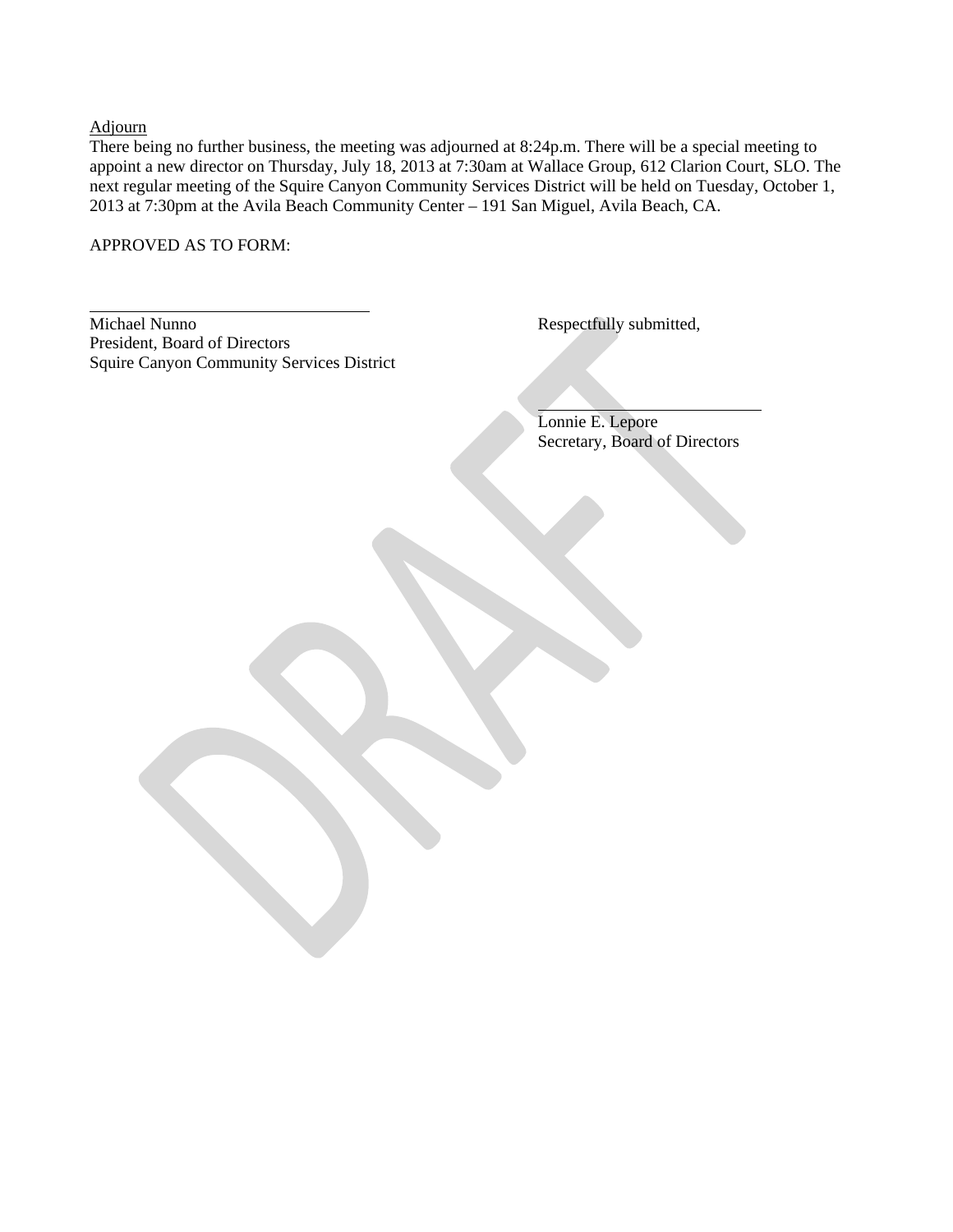Adjourn

There being no further business, the meeting was adjourned at 8:24p.m. There will be a special meeting to appoint a new director on Thursday, July 18, 2013 at 7:30am at Wallace Group, 612 Clarion Court, SLO. The next regular meeting of the Squire Canyon Community Services District will be held on Tuesday, October 1, 2013 at 7:30pm at the Avila Beach Community Center – 191 San Miguel, Avila Beach, CA.

APPROVED AS TO FORM:

\_\_\_\_\_\_\_\_\_\_\_\_\_\_\_\_\_\_\_\_\_\_\_\_\_\_\_\_\_\_\_\_\_\_

Michael Nunno
President, Board of Directors
Squire Canyon Community Services District

Respectfully submitted,

\_\_\_\_\_\_\_\_\_\_\_\_\_\_\_\_\_\_\_\_\_\_\_\_\_\_\_\_

Lonnie E. Lepore
Secretary, Board of Directors

DRAFT